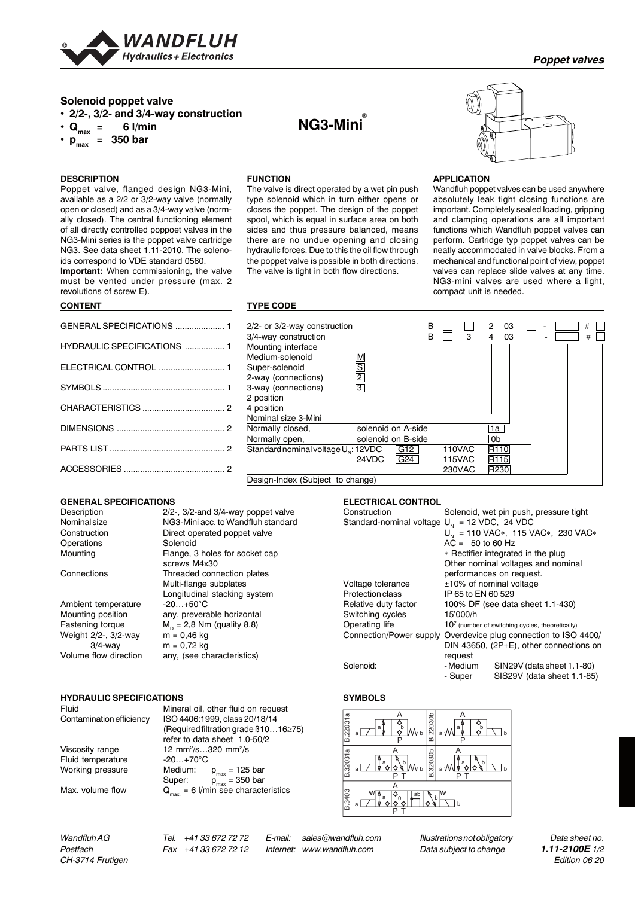# Solenoid poppet valve

- 2/2-, 3/2- and 3/4-way construction
- $Q_{max}$ = 6 l/min
- $p_{max}$ = 350 bar

**NG3-Mini®**

## DESCRIPTION

Poppet valve, flanged design NG3-Mini, available as a 2/2 or 3/2-way valve (normally open or closed) and as a 3/4-way valve (normally closed). The central functioning element of all directly controlled poppoet valves in the NG3-Mini series is the poppet valve cartridge NG3. See data sheet 1.11-2010. The solenoids correspond to VDE standard 0580.

**Important:** When commissioning, the valve must be vented under pressure (max. 2 revolutions of screw E).

## FUNCTION

The valve is direct operated by a wet pin push type solenoid which in turn either opens or closes the poppet. The design of the poppet spool, which is equal in surface area on both sides and thus pressure balanced, means there are no undue opening and closing hydraulic forces. Due to this the oil flow through the poppet valve is possible in both directions. The valve is tight in both flow directions.

## APPLICATION

Wandfluh poppet valves can be used anywhere absolutely leak tight closing functions are important. Completely sealed loading, gripping and clamping operations are all important functions which Wandfluh poppet valves can perform. Cartridge typ poppet valves can be neatly accommodated in valve blocks. From a mechanical and functional point of view, poppet valves can replace slide valves at any time. NG3-mini valves are used where a light, compact unit is needed.

## CONTENT

- GENERAL SPECIFICATIONS ..................... 1
- HYDRAULIC SPECIFICATIONS ................. 1
- ELECTRICAL CONTROL ............................ 1
- SYMBOLS .................................................... 1
- CHARACTERISTICS ................................... 2
- DIMENSIONS .............................................. 2
- PARTS LIST ................................................. 2
- ACCESSORIES ........................................... 2

## TYPE CODE

2/2- or 3/2-way construction: B ☐ ☐ 2 03 ☐ - ☐ # ☐

3/4-way construction: B ☐ 3 4 03 - ☐ # ☐

| Item | Code |
|---|---|
| Mounting interface | B |
| Medium-solenoid | M |
| Super-solenoid | S |
| 2-way (connections) | 2 |
| 3-way (connections) | 3 |
| 2 position | 2 |
| 4 position | 4 |
| Nominal size 3-Mini | 03 |
| Normally closed, solenoid on A-side | 1a |
| Normally open, solenoid on B-side | 0b |
| Standard nominal voltage $U_N$: 12VDC | G12 |
| 24VDC | G24 |
| 110VAC | R110 |
| 115VAC | R115 |
| 230VAC | R230 |
| Design-Index (Subject to change) | # |

## GENERAL SPECIFICATIONS

| | |
|---|---|
| Description | 2/2-, 3/2-and 3/4-way poppet valve |
| Nominal size | NG3-Mini acc. to Wandfluh standard |
| Construction | Direct operated poppet valve |
| Operations | Solenoid |
| Mounting | Flange, 3 holes for socket cap screws M4x30 |
| Connections | Threaded connection plates<br>Multi-flange subplates<br>Longitudinal stacking system |
| Ambient temperature | -20…+50°C |
| Mounting position | any, preverable horizontal |
| Fastening torque | $M_D$ = 2,8 Nm (quality 8.8) |
| Weight 2/2-, 3/2-way | m = 0,46 kg |
| 3/4-way | m = 0,72 kg |
| Volume flow direction | any, (see characteristics) |

## HYDRAULIC SPECIFICATIONS

| | |
|---|---|
| Fluid | Mineral oil, other fluid on request |
| Contamination efficiency | ISO 4406:1999, class 20/18/14<br>(Required filtration grade ß10…16≥75)<br>refer to data sheet 1.0-50/2 |
| Viscosity range | 12 mm²/s…320 mm²/s |
| Fluid temperature | -20…+70°C |
| Working pressure | Medium: $p_{max}$ = 125 bar<br>Super: $p_{max}$ = 350 bar |
| Max. volume flow | $Q_{max.}$ = 6 l/min see characteristics |

## ELECTRICAL CONTROL

| | |
|---|---|
| Construction | Solenoid, wet pin push, pressure tight |
| Standard-nominal voltage | $U_N$ = 12 VDC, 24 VDC<br>$U_N$ = 110 VAC*, 115 VAC*, 230 VAC*<br>AC = 50 to 60 Hz<br>* Rectifier integrated in the plug<br>Other nominal voltages and nominal performances on request. |
| Voltage tolerance | ±10% of nominal voltage |
| Protection class | IP 65 to EN 60 529 |
| Relative duty factor | 100% DF (see data sheet 1.1-430) |
| Switching cycles | 15'000/h |
| Operating life | $10^7$ (number of switching cycles, theoretically) |
| Connection/Power supply | Overdevice plug connection to ISO 4400/ DIN 43650, (2P+E), other connections on request |
| Solenoid: | - Medium SIN29V (data sheet 1.1-80)<br>- Super SIS29V (data sheet 1.1-85) |

## SYMBOLS

B.22031a, B.22030b, B.32031a, B.32030b, B.3403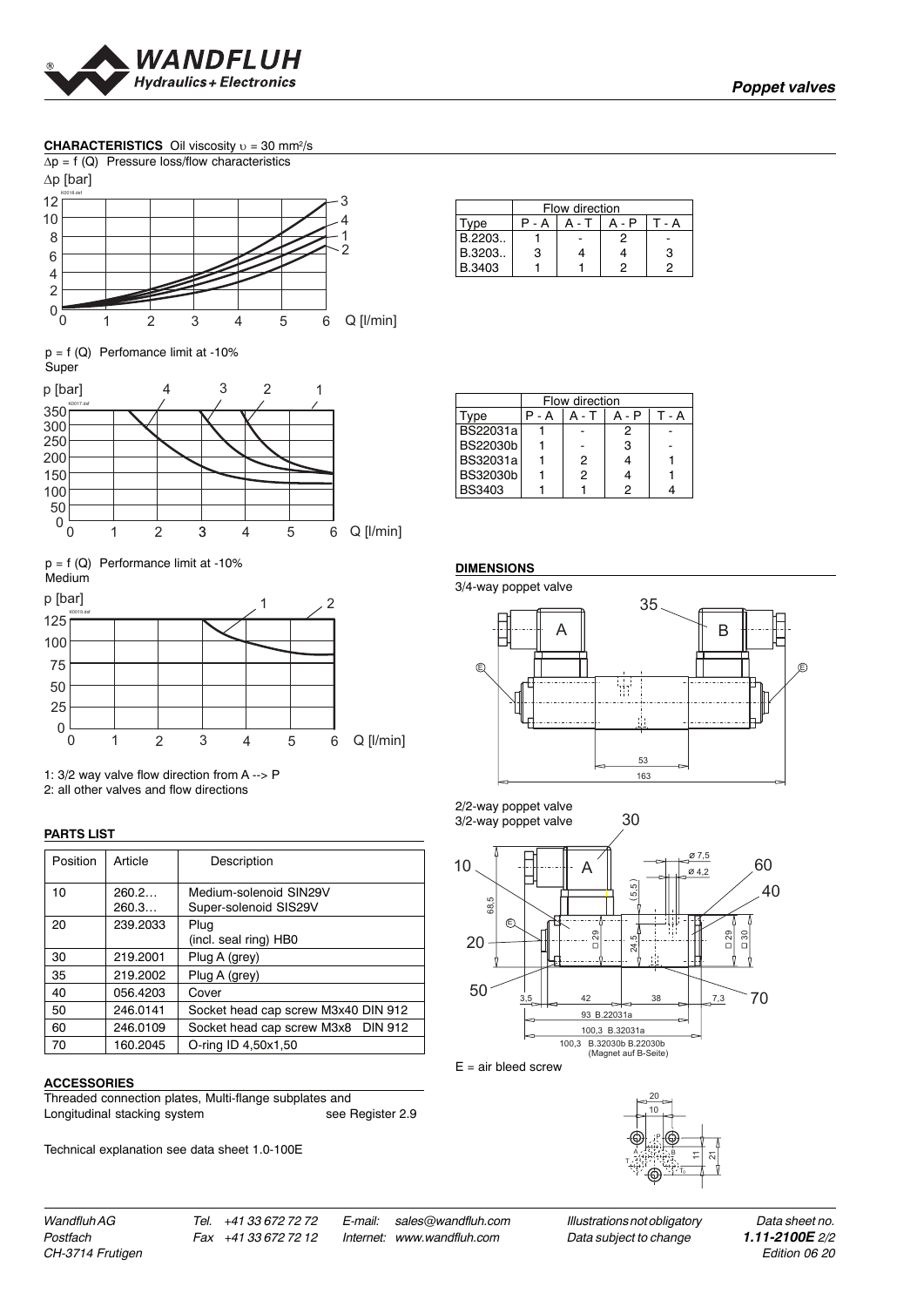## CHARACTERISTICS Oil viscosity $\upsilon$ = 30 mm²/s

$\Delta p = f(Q)$ Pressure loss/flow characteristics

$\Delta p$ [bar]

0 2 4 6 8 10 12

0 1 2 3 4 5 6 Q [l/min]

3 4 1 2

| | Flow direction | | | |
|---|---|---|---|---|
| Type | P - A | A - T | A - P | T - A |
| B.2203.. | 1 | - | 2 | - |
| B.3203.. | 3 | 4 | 4 | 3 |
| B.3403 | 1 | 1 | 2 | 2 |

$p = f(Q)$ Perfomance limit at -10%
Super

p [bar]

0 50 100 150 200 250 300 350

0 1 2 3 4 5 6 Q [l/min]

4 3 2 1

| | Flow direction | | | |
|---|---|---|---|---|
| Type | P - A | A - T | A - P | T - A |
| BS22031a | 1 | - | 2 | - |
| BS22030b | 1 | - | 3 | - |
| BS32031a | 1 | 2 | 4 | 1 |
| BS32030b | 1 | 2 | 4 | 1 |
| BS3403 | 1 | 1 | 2 | 4 |

$p = f(Q)$ Performance limit at -10%
Medium

p [bar]

0 25 50 75 100 125

0 1 2 3 4 5 6 Q [l/min]

1 2

1: 3/2 way valve flow direction from A --> P
2: all other valves and flow directions

## PARTS LIST

| Position | Article | Description |
|---|---|---|
| 10 | 260.2…<br>260.3… | Medium-solenoid SIN29V<br>Super-solenoid SIS29V |
| 20 | 239.2033 | Plug<br>(incl. seal ring) HB0 |
| 30 | 219.2001 | Plug A (grey) |
| 35 | 219.2002 | Plug A (grey) |
| 40 | 056.4203 | Cover |
| 50 | 246.0141 | Socket head cap screw M3x40 DIN 912 |
| 60 | 246.0109 | Socket head cap screw M3x8 DIN 912 |
| 70 | 160.2045 | O-ring ID 4,50x1,50 |

## ACCESSORIES

Threaded connection plates, Multi-flange subplates and Longitudinal stacking system see Register 2.9

Technical explanation see data sheet 1.0-100E

## DIMENSIONS

3/4-way poppet valve

35 A B E E 53 163

2/2-way poppet valve
3/2-way poppet valve

30 10 A 60 40 20 50 70 E ø 7,5 ø 4,2 68,5 (5,5) □ 29 24,5 □ 29 □ 30 3,5 42 38 7,3 93 B.22031a 100,3 B.32031a 100,3 B.32030b B.22030b (Magnet auf B-Seite)

E = air bleed screw

20 10 P A B T T0 11 21